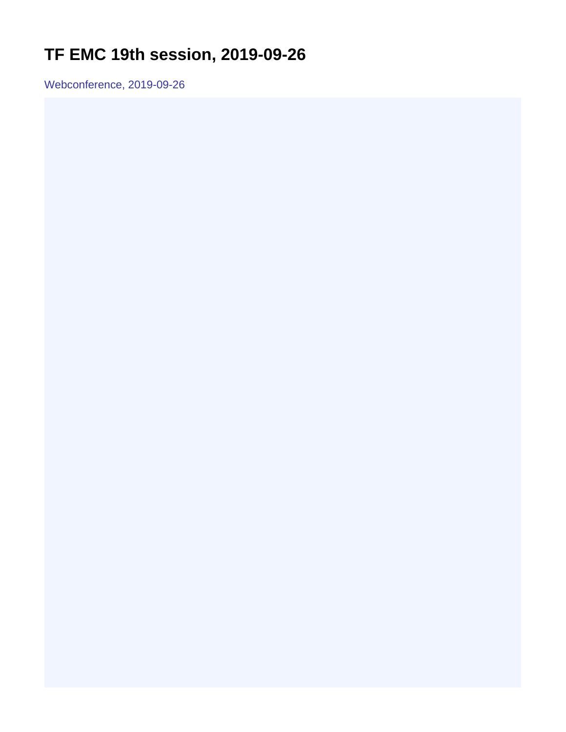# TF EMC 19th session, 2019-09-26

Webconference, 2019-09-26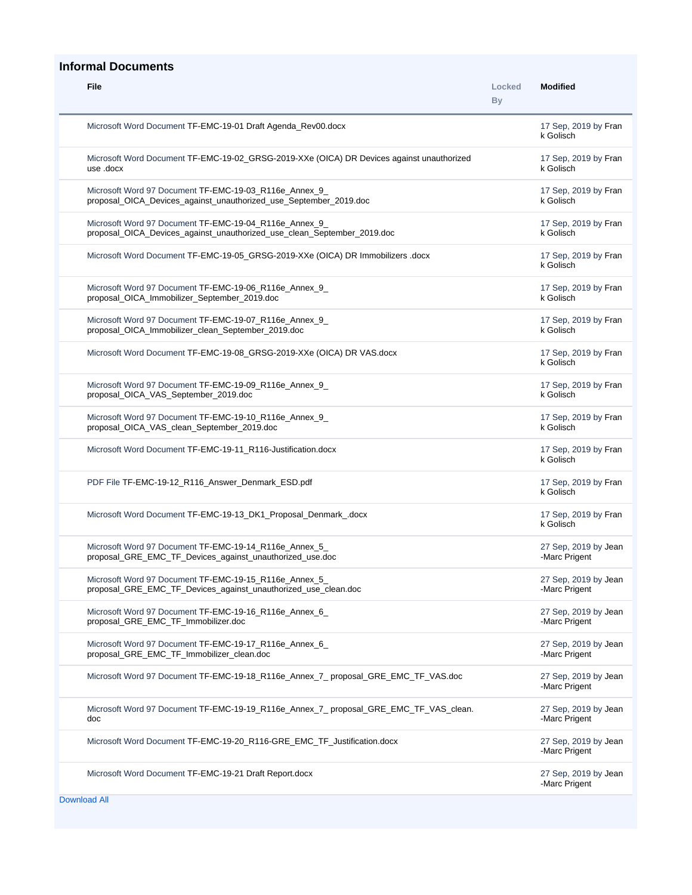## Informal Documents

| File | Locked By | Modified |
|---|---|---|
| Microsoft Word Document TF-EMC-19-01 Draft Agenda_Rev00.docx | | 17 Sep, 2019 by Frank Golisch |
| Microsoft Word Document TF-EMC-19-02_GRSG-2019-XXe (OICA) DR Devices against unauthorized use .docx | | 17 Sep, 2019 by Frank Golisch |
| Microsoft Word 97 Document TF-EMC-19-03_R116e_Annex_9_ proposal_OICA_Devices_against_unauthorized_use_September_2019.doc | | 17 Sep, 2019 by Frank Golisch |
| Microsoft Word 97 Document TF-EMC-19-04_R116e_Annex_9_ proposal_OICA_Devices_against_unauthorized_use_clean_September_2019.doc | | 17 Sep, 2019 by Frank Golisch |
| Microsoft Word Document TF-EMC-19-05_GRSG-2019-XXe (OICA) DR Immobilizers .docx | | 17 Sep, 2019 by Frank Golisch |
| Microsoft Word 97 Document TF-EMC-19-06_R116e_Annex_9_ proposal_OICA_Immobilizer_September_2019.doc | | 17 Sep, 2019 by Frank Golisch |
| Microsoft Word 97 Document TF-EMC-19-07_R116e_Annex_9_ proposal_OICA_Immobilizer_clean_September_2019.doc | | 17 Sep, 2019 by Frank Golisch |
| Microsoft Word Document TF-EMC-19-08_GRSG-2019-XXe (OICA) DR VAS.docx | | 17 Sep, 2019 by Frank Golisch |
| Microsoft Word 97 Document TF-EMC-19-09_R116e_Annex_9_ proposal_OICA_VAS_September_2019.doc | | 17 Sep, 2019 by Frank Golisch |
| Microsoft Word 97 Document TF-EMC-19-10_R116e_Annex_9_ proposal_OICA_VAS_clean_September_2019.doc | | 17 Sep, 2019 by Frank Golisch |
| Microsoft Word Document TF-EMC-19-11_R116-Justification.docx | | 17 Sep, 2019 by Frank Golisch |
| PDF File TF-EMC-19-12_R116_Answer_Denmark_ESD.pdf | | 17 Sep, 2019 by Frank Golisch |
| Microsoft Word Document TF-EMC-19-13_DK1_Proposal_Denmark_.docx | | 17 Sep, 2019 by Frank Golisch |
| Microsoft Word 97 Document TF-EMC-19-14_R116e_Annex_5_ proposal_GRE_EMC_TF_Devices_against_unauthorized_use.doc | | 27 Sep, 2019 by Jean-Marc Prigent |
| Microsoft Word 97 Document TF-EMC-19-15_R116e_Annex_5_ proposal_GRE_EMC_TF_Devices_against_unauthorized_use_clean.doc | | 27 Sep, 2019 by Jean-Marc Prigent |
| Microsoft Word 97 Document TF-EMC-19-16_R116e_Annex_6_ proposal_GRE_EMC_TF_Immobilizer.doc | | 27 Sep, 2019 by Jean-Marc Prigent |
| Microsoft Word 97 Document TF-EMC-19-17_R116e_Annex_6_ proposal_GRE_EMC_TF_Immobilizer_clean.doc | | 27 Sep, 2019 by Jean-Marc Prigent |
| Microsoft Word 97 Document TF-EMC-19-18_R116e_Annex_7_ proposal_GRE_EMC_TF_VAS.doc | | 27 Sep, 2019 by Jean-Marc Prigent |
| Microsoft Word 97 Document TF-EMC-19-19_R116e_Annex_7_ proposal_GRE_EMC_TF_VAS_clean.doc | | 27 Sep, 2019 by Jean-Marc Prigent |
| Microsoft Word Document TF-EMC-19-20_R116-GRE_EMC_TF_Justification.docx | | 27 Sep, 2019 by Jean-Marc Prigent |
| Microsoft Word Document TF-EMC-19-21 Draft Report.docx | | 27 Sep, 2019 by Jean-Marc Prigent |

Download All